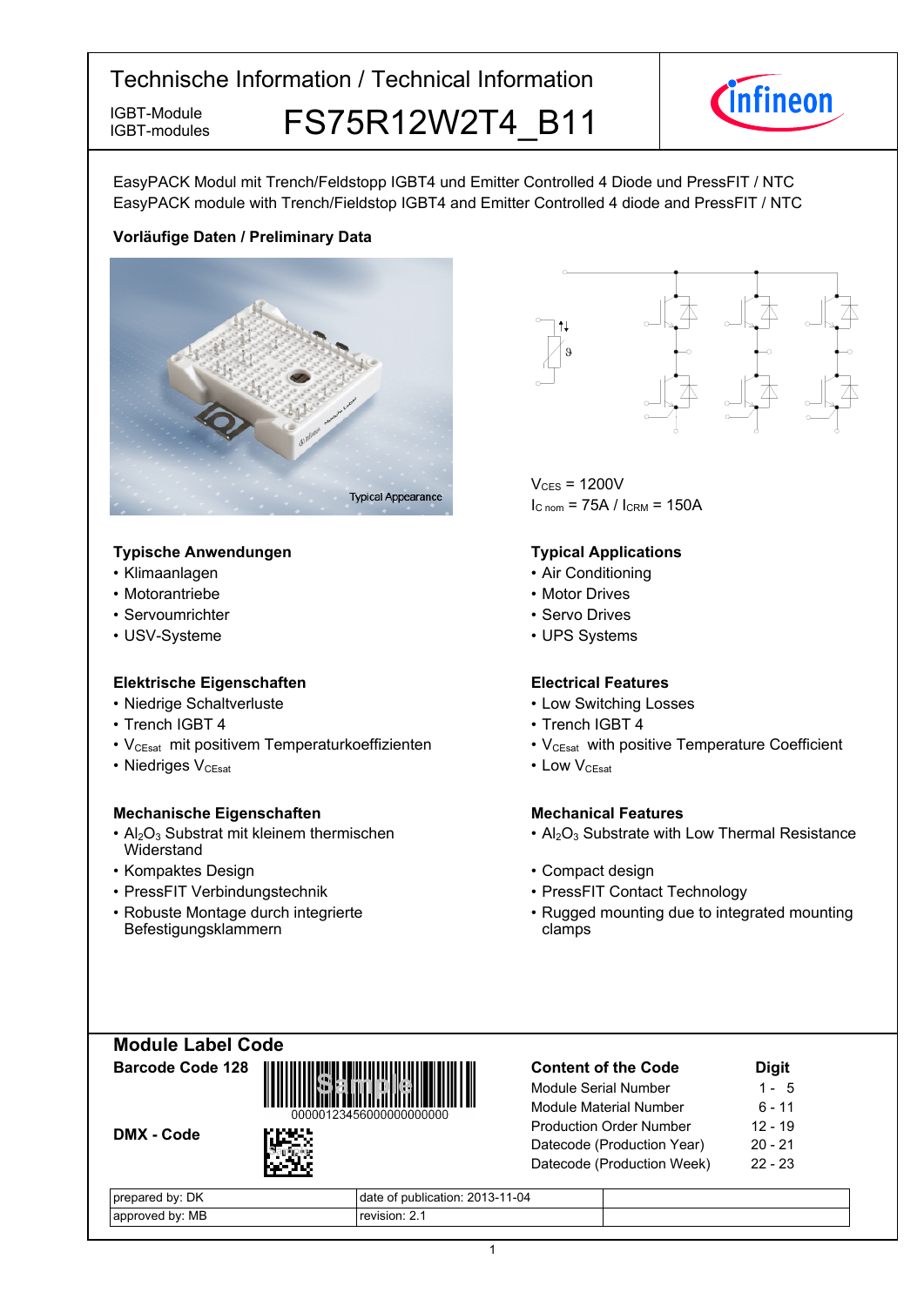# Technische Information / Technical Information

IGBT-Module
IGBT-modules

## FS75R12W2T4_B11

EasyPACK Modul mit Trench/Feldstopp IGBT4 und Emitter Controlled 4 Diode und PressFIT / NTC
EasyPACK module with Trench/Fieldstop IGBT4 and Emitter Controlled 4 diode and PressFIT / NTC

**Vorläufige Daten / Preliminary Data**

Typical Appearance

$V_{CES}$ = 1200V
$I_{C\ nom}$ = 75A / $I_{CRM}$ = 150A

### Typische Anwendungen

- Klimaanlagen
- Motorantriebe
- Servoumrichter
- USV-Systeme

### Typical Applications

- Air Conditioning
- Motor Drives
- Servo Drives
- UPS Systems

### Elektrische Eigenschaften

- Niedrige Schaltverluste
- Trench IGBT 4
- $V_{CEsat}$ mit positivem Temperaturkoeffizienten
- Niedriges $V_{CEsat}$

### Electrical Features

- Low Switching Losses
- Trench IGBT 4
- $V_{CEsat}$ with positive Temperature Coefficient
- Low $V_{CEsat}$

### Mechanische Eigenschaften

- $Al_2O_3$ Substrat mit kleinem thermischen Widerstand
- Kompaktes Design
- PressFIT Verbindungstechnik
- Robuste Montage durch integrierte Befestigungsklammern

### Mechanical Features

- $Al_2O_3$ Substrate with Low Thermal Resistance
- Compact design
- PressFIT Contact Technology
- Rugged mounting due to integrated mounting clamps

## Module Label Code

**Barcode Code 128**

00000123456000000000000

**DMX - Code**

| Content of the Code | Digit |
|---|---|
| Module Serial Number | 1 - 5 |
| Module Material Number | 6 - 11 |
| Production Order Number | 12 - 19 |
| Datecode (Production Year) | 20 - 21 |
| Datecode (Production Week) | 22 - 23 |

| prepared by: DK | date of publication: 2013-11-04 | |
|---|---|---|
| approved by: MB | revision: 2.1 | |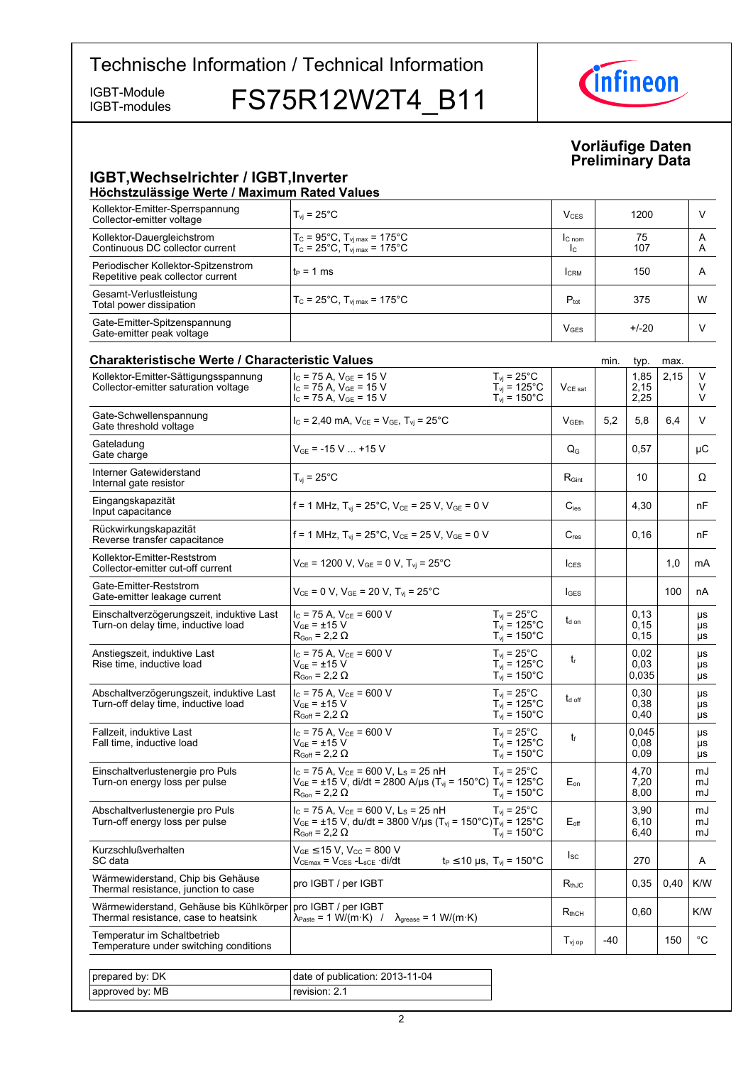# Technische Information / Technical Information

IGBT-Module
IGBT-modules

## FS75R12W2T4_B11

**Vorläufige Daten**
**Preliminary Data**

## IGBT,Wechselrichter / IGBT,Inverter

### Höchstzulässige Werte / Maximum Rated Values

| | | | | |
|---|---|---|---|---|
| Kollektor-Emitter-Sperrspannung<br>Collector-emitter voltage | $T_{vj}$ = 25°C | $V_{CES}$ | 1200 | V |
| Kollektor-Dauergleichstrom<br>Continuous DC collector current | $T_C$ = 95°C, $T_{vj\,max}$ = 175°C<br>$T_C$ = 25°C, $T_{vj\,max}$ = 175°C | $I_{C\,nom}$<br>$I_C$ | 75<br>107 | A<br>A |
| Periodischer Kollektor-Spitzenstrom<br>Repetitive peak collector current | $t_P$ = 1 ms | $I_{CRM}$ | 150 | A |
| Gesamt-Verlustleistung<br>Total power dissipation | $T_C$ = 25°C, $T_{vj\,max}$ = 175°C | $P_{tot}$ | 375 | W |
| Gate-Emitter-Spitzenspannung<br>Gate-emitter peak voltage | | $V_{GES}$ | +/-20 | V |

### Charakteristische Werte / Characteristic Values

| | | | | min. | typ. | max. | |
|---|---|---|---|---|---|---|---|
| Kollektor-Emitter-Sättigungsspannung<br>Collector-emitter saturation voltage | $I_C$ = 75 A, $V_{GE}$ = 15 V<br>$I_C$ = 75 A, $V_{GE}$ = 15 V<br>$I_C$ = 75 A, $V_{GE}$ = 15 V | $T_{vj}$ = 25°C<br>$T_{vj}$ = 125°C<br>$T_{vj}$ = 150°C | $V_{CE\,sat}$ | | 1,85<br>2,15<br>2,25 | 2,15 | V<br>V<br>V |
| Gate-Schwellenspannung<br>Gate threshold voltage | $I_C$ = 2,40 mA, $V_{CE}$ = $V_{GE}$, $T_{vj}$ = 25°C | | $V_{GEth}$ | 5,2 | 5,8 | 6,4 | V |
| Gateladung<br>Gate charge | $V_{GE}$ = -15 V ... +15 V | | $Q_G$ | | 0,57 | | µC |
| Interner Gatewiderstand<br>Internal gate resistor | $T_{vj}$ = 25°C | | $R_{Gint}$ | | 10 | | Ω |
| Eingangskapazität<br>Input capacitance | f = 1 MHz, $T_{vj}$ = 25°C, $V_{CE}$ = 25 V, $V_{GE}$ = 0 V | | $C_{ies}$ | | 4,30 | | nF |
| Rückwirkungskapazität<br>Reverse transfer capacitance | f = 1 MHz, $T_{vj}$ = 25°C, $V_{CE}$ = 25 V, $V_{GE}$ = 0 V | | $C_{res}$ | | 0,16 | | nF |
| Kollektor-Emitter-Reststrom<br>Collector-emitter cut-off current | $V_{CE}$ = 1200 V, $V_{GE}$ = 0 V, $T_{vj}$ = 25°C | | $I_{CES}$ | | | 1,0 | mA |
| Gate-Emitter-Reststrom<br>Gate-emitter leakage current | $V_{CE}$ = 0 V, $V_{GE}$ = 20 V, $T_{vj}$ = 25°C | | $I_{GES}$ | | | 100 | nA |
| Einschaltverzögerungszeit, induktive Last<br>Turn-on delay time, inductive load | $I_C$ = 75 A, $V_{CE}$ = 600 V<br>$V_{GE}$ = ±15 V<br>$R_{Gon}$ = 2,2 Ω | $T_{vj}$ = 25°C<br>$T_{vj}$ = 125°C<br>$T_{vj}$ = 150°C | $t_{d\,on}$ | | 0,13<br>0,15<br>0,15 | | µs<br>µs<br>µs |
| Anstiegszeit, induktive Last<br>Rise time, inductive load | $I_C$ = 75 A, $V_{CE}$ = 600 V<br>$V_{GE}$ = ±15 V<br>$R_{Gon}$ = 2,2 Ω | $T_{vj}$ = 25°C<br>$T_{vj}$ = 125°C<br>$T_{vj}$ = 150°C | $t_r$ | | 0,02<br>0,03<br>0,035 | | µs<br>µs<br>µs |
| Abschaltverzögerungszeit, induktive Last<br>Turn-off delay time, inductive load | $I_C$ = 75 A, $V_{CE}$ = 600 V<br>$V_{GE}$ = ±15 V<br>$R_{Goff}$ = 2,2 Ω | $T_{vj}$ = 25°C<br>$T_{vj}$ = 125°C<br>$T_{vj}$ = 150°C | $t_{d\,off}$ | | 0,30<br>0,38<br>0,40 | | µs<br>µs<br>µs |
| Fallzeit, induktive Last<br>Fall time, inductive load | $I_C$ = 75 A, $V_{CE}$ = 600 V<br>$V_{GE}$ = ±15 V<br>$R_{Goff}$ = 2,2 Ω | $T_{vj}$ = 25°C<br>$T_{vj}$ = 125°C<br>$T_{vj}$ = 150°C | $t_f$ | | 0,045<br>0,08<br>0,09 | | µs<br>µs<br>µs |
| Einschaltverlustenergie pro Puls<br>Turn-on energy loss per pulse | $I_C$ = 75 A, $V_{CE}$ = 600 V, $L_S$ = 25 nH<br>$V_{GE}$ = ±15 V, di/dt = 2800 A/µs ($T_{vj}$ = 150°C)<br>$R_{Gon}$ = 2,2 Ω | $T_{vj}$ = 25°C<br>$T_{vj}$ = 125°C<br>$T_{vj}$ = 150°C | $E_{on}$ | | 4,70<br>7,20<br>8,00 | | mJ<br>mJ<br>mJ |
| Abschaltverlustenergie pro Puls<br>Turn-off energy loss per pulse | $I_C$ = 75 A, $V_{CE}$ = 600 V, $L_S$ = 25 nH<br>$V_{GE}$ = ±15 V, du/dt = 3800 V/µs ($T_{vj}$ = 150°C)<br>$R_{Goff}$ = 2,2 Ω | $T_{vj}$ = 25°C<br>$T_{vj}$ = 125°C<br>$T_{vj}$ = 150°C | $E_{off}$ | | 3,90<br>6,10<br>6,40 | | mJ<br>mJ<br>mJ |
| Kurzschlußverhalten<br>SC data | $V_{GE}$ ≤15 V, $V_{CC}$ = 800 V<br>$V_{CEmax}$ = $V_{CES}$ - $L_{sCE}$ ·di/dt | $t_P$ ≤10 µs, $T_{vj}$ = 150°C | $I_{SC}$ | | 270 | | A |
| Wärmewiderstand, Chip bis Gehäuse<br>Thermal resistance, junction to case | pro IGBT / per IGBT | | $R_{thJC}$ | | 0,35 | 0,40 | K/W |
| Wärmewiderstand, Gehäuse bis Kühlkörper<br>Thermal resistance, case to heatsink | pro IGBT / per IGBT<br>$\lambda_{Paste}$ = 1 W/(m·K) / $\lambda_{grease}$ = 1 W/(m·K) | | $R_{thCH}$ | | 0,60 | | K/W |
| Temperatur im Schaltbetrieb<br>Temperature under switching conditions | | | $T_{vj\,op}$ | -40 | | 150 | °C |

| | |
|---|---|
| prepared by: DK | date of publication: 2013-11-04 |
| approved by: MB | revision: 2.1 |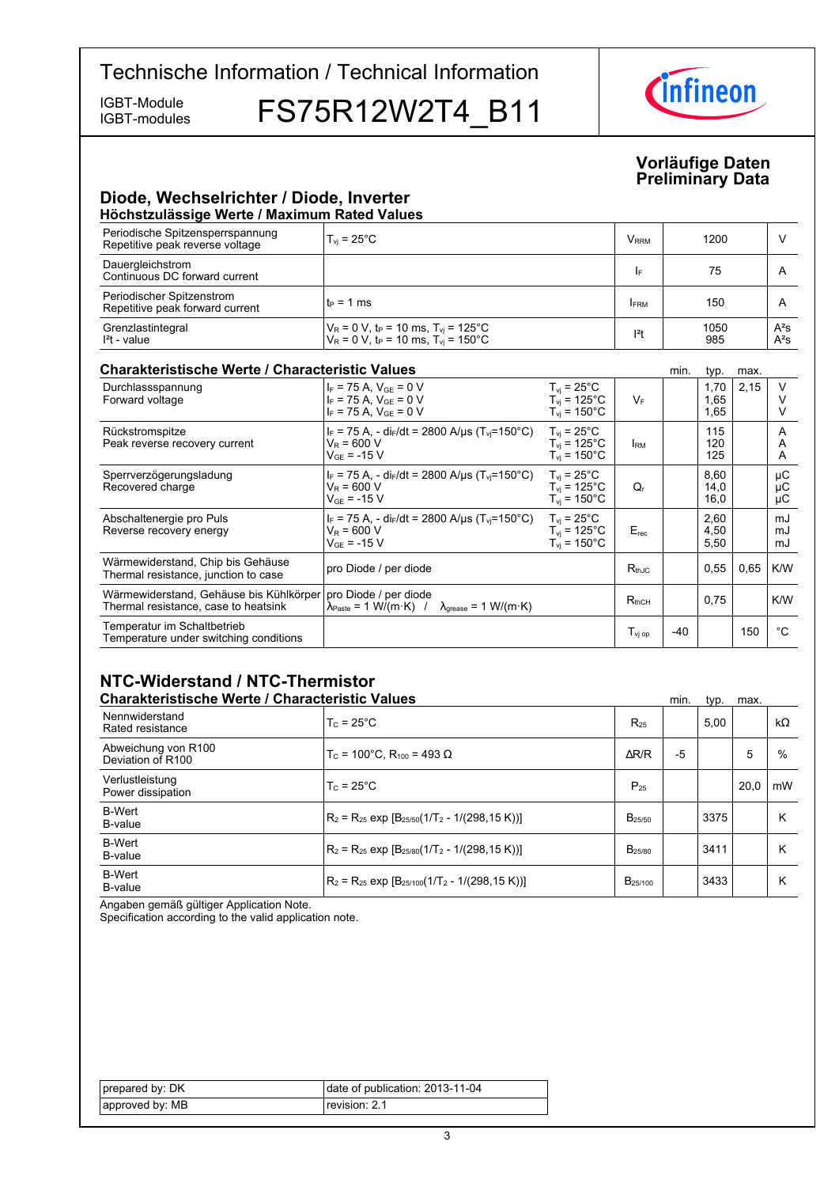**Vorläufige Daten**
**Preliminary Data**

## Diode, Wechselrichter / Diode, Inverter

### Höchstzulässige Werte / Maximum Rated Values

| | | | | |
|---|---|---|---|---|
| Periodische Spitzensperrspannung<br>Repetitive peak reverse voltage | $T_{vj}$ = 25°C | $V_{RRM}$ | 1200 | V |
| Dauergleichstrom<br>Continuous DC forward current | | $I_F$ | 75 | A |
| Periodischer Spitzenstrom<br>Repetitive peak forward current | $t_P$ = 1 ms | $I_{FRM}$ | 150 | A |
| Grenzlastintegral<br>$I^2t$ - value | $V_R$ = 0 V, $t_P$ = 10 ms, $T_{vj}$ = 125°C<br>$V_R$ = 0 V, $t_P$ = 10 ms, $T_{vj}$ = 150°C | $I^2t$ | 1050<br>985 | $A^2s$<br>$A^2s$ |

### Charakteristische Werte / Characteristic Values

| | | | | min. | typ. | max. | |
|---|---|---|---|---|---|---|---|
| Durchlassspannung<br>Forward voltage | $I_F$ = 75 A, $V_{GE}$ = 0 V<br>$I_F$ = 75 A, $V_{GE}$ = 0 V<br>$I_F$ = 75 A, $V_{GE}$ = 0 V | $T_{vj}$ = 25°C<br>$T_{vj}$ = 125°C<br>$T_{vj}$ = 150°C | $V_F$ | | 1,70<br>1,65<br>1,65 | 2,15 | V<br>V<br>V |
| Rückstromspitze<br>Peak reverse recovery current | $I_F$ = 75 A, - $di_F/dt$ = 2800 A/µs ($T_{vj}$=150°C)<br>$V_R$ = 600 V<br>$V_{GE}$ = -15 V | $T_{vj}$ = 25°C<br>$T_{vj}$ = 125°C<br>$T_{vj}$ = 150°C | $I_{RM}$ | | 115<br>120<br>125 | | A<br>A<br>A |
| Sperrverzögerungsladung<br>Recovered charge | $I_F$ = 75 A, - $di_F/dt$ = 2800 A/µs ($T_{vj}$=150°C)<br>$V_R$ = 600 V<br>$V_{GE}$ = -15 V | $T_{vj}$ = 25°C<br>$T_{vj}$ = 125°C<br>$T_{vj}$ = 150°C | $Q_r$ | | 8,60<br>14,0<br>16,0 | | µC<br>µC<br>µC |
| Abschaltenergie pro Puls<br>Reverse recovery energy | $I_F$ = 75 A, - $di_F/dt$ = 2800 A/µs ($T_{vj}$=150°C)<br>$V_R$ = 600 V<br>$V_{GE}$ = -15 V | $T_{vj}$ = 25°C<br>$T_{vj}$ = 125°C<br>$T_{vj}$ = 150°C | $E_{rec}$ | | 2,60<br>4,50<br>5,50 | | mJ<br>mJ<br>mJ |
| Wärmewiderstand, Chip bis Gehäuse<br>Thermal resistance, junction to case | pro Diode / per diode | | $R_{thJC}$ | | 0,55 | 0,65 | K/W |
| Wärmewiderstand, Gehäuse bis Kühlkörper<br>Thermal resistance, case to heatsink | pro Diode / per diode<br>$\lambda_{Paste}$ = 1 W/(m·K) / $\lambda_{grease}$ = 1 W/(m·K) | | $R_{thCH}$ | | 0,75 | | K/W |
| Temperatur im Schaltbetrieb<br>Temperature under switching conditions | | | $T_{vj\,op}$ | -40 | | 150 | °C |

## NTC-Widerstand / NTC-Thermistor

### Charakteristische Werte / Characteristic Values

| | | | min. | typ. | max. | |
|---|---|---|---|---|---|---|
| Nennwiderstand<br>Rated resistance | $T_C$ = 25°C | $R_{25}$ | | 5,00 | | kΩ |
| Abweichung von R100<br>Deviation of R100 | $T_C$ = 100°C, $R_{100}$ = 493 Ω | ΔR/R | -5 | | 5 | % |
| Verlustleistung<br>Power dissipation | $T_C$ = 25°C | $P_{25}$ | | | 20,0 | mW |
| B-Wert<br>B-value | $R_2 = R_{25} \exp [B_{25/50}(1/T_2 - 1/(298,15\ K))]$ | $B_{25/50}$ | | 3375 | | K |
| B-Wert<br>B-value | $R_2 = R_{25} \exp [B_{25/80}(1/T_2 - 1/(298,15\ K))]$ | $B_{25/80}$ | | 3411 | | K |
| B-Wert<br>B-value | $R_2 = R_{25} \exp [B_{25/100}(1/T_2 - 1/(298,15\ K))]$ | $B_{25/100}$ | | 3433 | | K |

Angaben gemäß gültiger Application Note.
Specification according to the valid application note.

| | |
|---|---|
| prepared by: DK | date of publication: 2013-11-04 |
| approved by: MB | revision: 2.1 |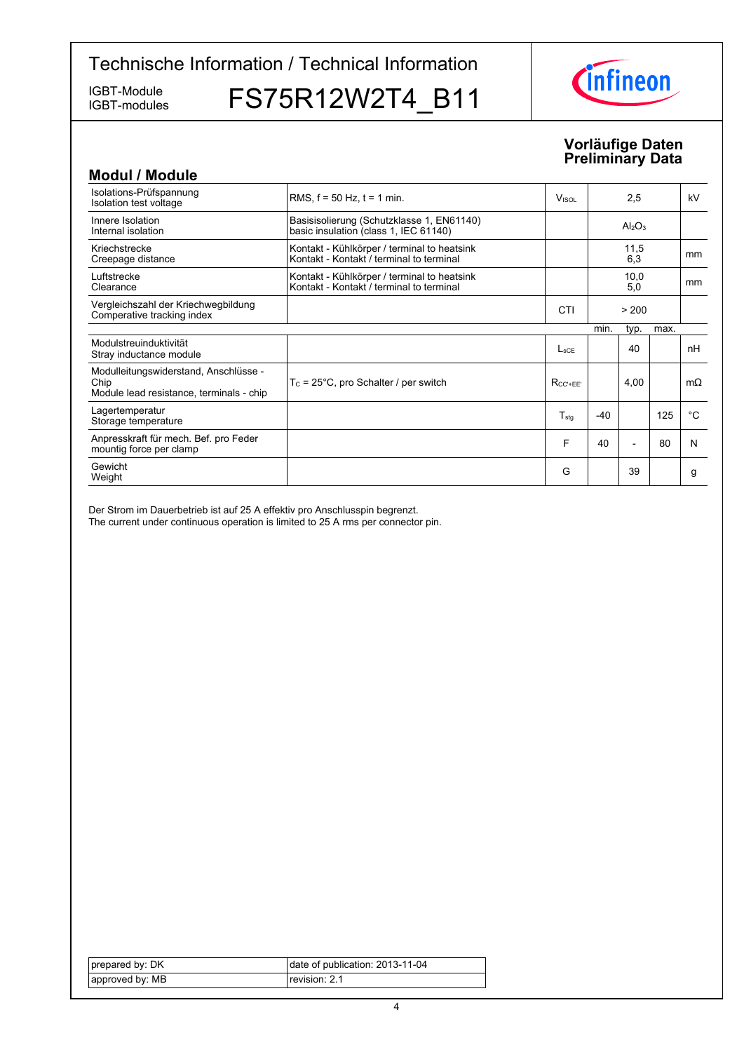# Technische Information / Technical Information

IGBT-Module
IGBT-modules

# FS75R12W2T4_B11

**Vorläufige Daten**
**Preliminary Data**

## Modul / Module

| | | | | | | |
|---|---|---|---|---|---|---|
| Isolations-Prüfspannung<br>Isolation test voltage | RMS, f = 50 Hz, t = 1 min. | $V_{ISOL}$ | | 2,5 | | kV |
| Innere Isolation<br>Internal isolation | Basisisolierung (Schutzklasse 1, EN61140)<br>basic insulation (class 1, IEC 61140) | | | $Al_2O_3$ | | |
| Kriechstrecke<br>Creepage distance | Kontakt - Kühlkörper / terminal to heatsink<br>Kontakt - Kontakt / terminal to terminal | | | 11,5<br>6,3 | | mm |
| Luftstrecke<br>Clearance | Kontakt - Kühlkörper / terminal to heatsink<br>Kontakt - Kontakt / terminal to terminal | | | 10,0<br>5,0 | | mm |
| Vergleichszahl der Kriechwegbildung<br>Comperative tracking index | | CTI | | > 200 | | |
| | | | min. | typ. | max. | |
| Modulstreuinduktivität<br>Stray inductance module | | $L_{sCE}$ | | 40 | | nH |
| Modulleitungswiderstand, Anschlüsse - Chip<br>Module lead resistance, terminals - chip | $T_C$ = 25°C, pro Schalter / per switch | $R_{CC'+EE'}$ | | 4,00 | | mΩ |
| Lagertemperatur<br>Storage temperature | | $T_{stg}$ | -40 | | 125 | °C |
| Anpresskraft für mech. Bef. pro Feder<br>mountig force per clamp | | F | 40 | - | 80 | N |
| Gewicht<br>Weight | | G | | 39 | | g |

Der Strom im Dauerbetrieb ist auf 25 A effektiv pro Anschlusspin begrenzt.
The current under continuous operation is limited to 25 A rms per connector pin.

| | |
|---|---|
| prepared by: DK | date of publication: 2013-11-04 |
| approved by: MB | revision: 2.1 |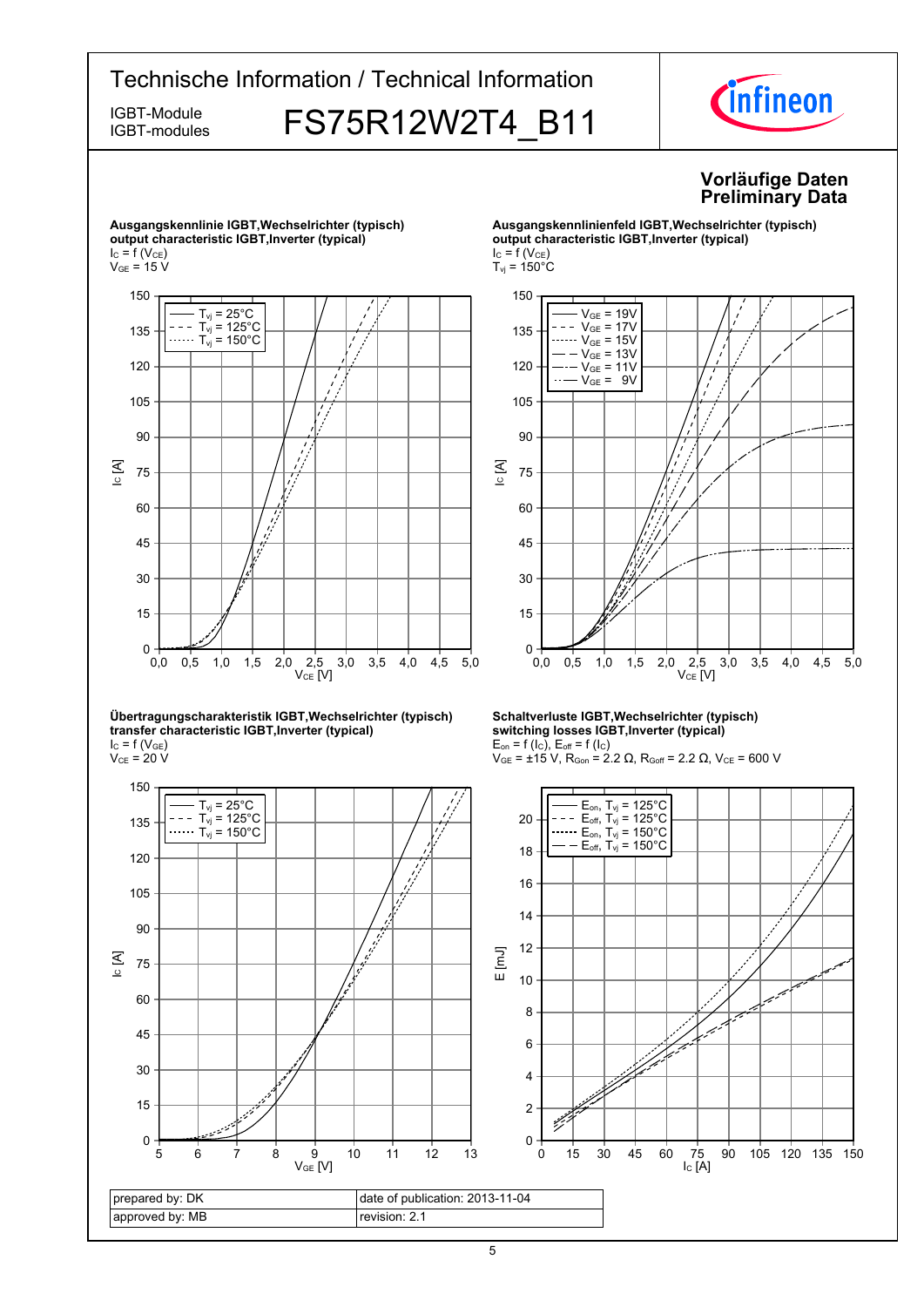# Technische Information / Technical Information

IGBT-Module
IGBT-modules

# FS75R12W2T4_B11

**Vorläufige Daten**
**Preliminary Data**

**Ausgangskennlinie IGBT,Wechselrichter (typisch)**
**output characteristic IGBT,Inverter (typical)**
$I_C = f(V_{CE})$
$V_{GE} = 15\ V$

Legend: $T_{vj} = 25°C$, $T_{vj} = 125°C$, $T_{vj} = 150°C$
Axes: $I_C$ [A] (0–150) vs. $V_{CE}$ [V] (0,0–5,0)

**Ausgangskennlinienfeld IGBT,Wechselrichter (typisch)**
**output characteristic IGBT,Inverter (typical)**
$I_C = f(V_{CE})$
$T_{vj} = 150°C$

Legend: $V_{GE} = 19V$, $V_{GE} = 17V$, $V_{GE} = 15V$, $V_{GE} = 13V$, $V_{GE} = 11V$, $V_{GE} = 9V$
Axes: $I_C$ [A] (0–150) vs. $V_{CE}$ [V] (0,0–5,0)

**Übertragungscharakteristik IGBT,Wechselrichter (typisch)**
**transfer characteristic IGBT,Inverter (typical)**
$I_C = f(V_{GE})$
$V_{CE} = 20\ V$

Legend: $T_{vj} = 25°C$, $T_{vj} = 125°C$, $T_{vj} = 150°C$
Axes: $I_C$ [A] (0–150) vs. $V_{GE}$ [V] (5–13)

**Schaltverluste IGBT,Wechselrichter (typisch)**
**switching losses IGBT,Inverter (typical)**
$E_{on} = f(I_C)$, $E_{off} = f(I_C)$
$V_{GE} = ±15\ V$, $R_{Gon} = 2.2\ Ω$, $R_{Goff} = 2.2\ Ω$, $V_{CE} = 600\ V$

Legend: $E_{on}$, $T_{vj} = 125°C$; $E_{off}$, $T_{vj} = 125°C$; $E_{on}$, $T_{vj} = 150°C$; $E_{off}$, $T_{vj} = 150°C$
Axes: E [mJ] (0–20) vs. $I_C$ [A] (0–150)

| prepared by: DK | date of publication: 2013-11-04 |
|---|---|
| approved by: MB | revision: 2.1 |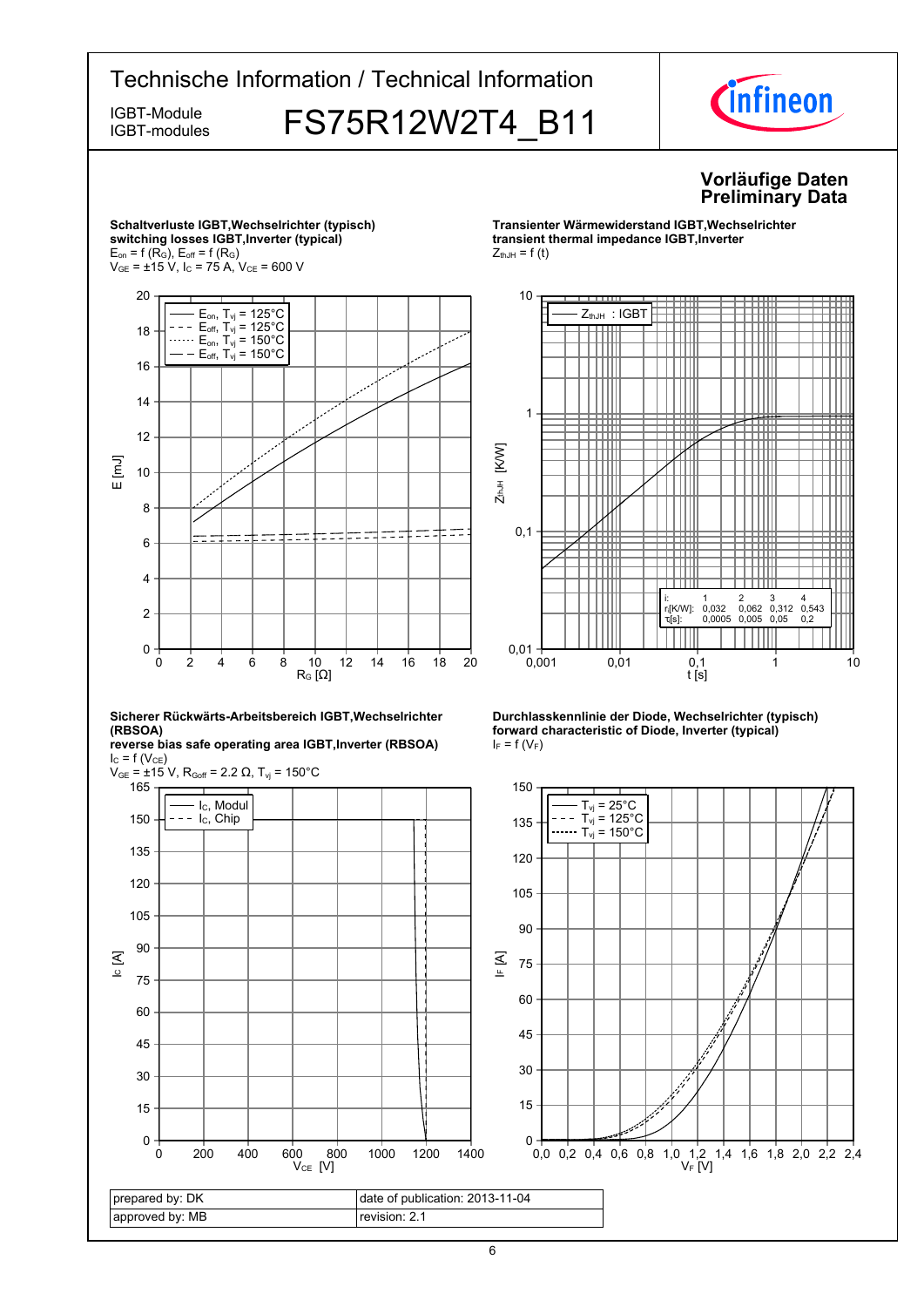# Technische Information / Technical Information

IGBT-Module
IGBT-modules

## FS75R12W2T4_B11

**Vorläufige Daten**
**Preliminary Data**

**Schaltverluste IGBT,Wechselrichter (typisch)**
**switching losses IGBT,Inverter (typical)**
$E_{on} = f(R_G)$, $E_{off} = f(R_G)$
$V_{GE} = \pm 15$ V, $I_C = 75$ A, $V_{CE} = 600$ V

**Transienter Wärmewiderstand IGBT,Wechselrichter**
**transient thermal impedance IGBT,Inverter**
$Z_{thJH} = f(t)$

| i: | 1 | 2 | 3 | 4 |
|---|---|---|---|---|
| $r_i$[K/W]: | 0,032 | 0,062 | 0,312 | 0,543 |
| $\tau_i$[s]: | 0,0005 | 0,005 | 0,05 | 0,2 |

**Sicherer Rückwärts-Arbeitsbereich IGBT,Wechselrichter (RBSOA)**
**reverse bias safe operating area IGBT,Inverter (RBSOA)**
$I_C = f(V_{CE})$
$V_{GE} = \pm 15$ V, $R_{Goff} = 2.2\ \Omega$, $T_{vj} = 150°C$

**Durchlasskennlinie der Diode, Wechselrichter (typisch)**
**forward characteristic of Diode, Inverter (typical)**
$I_F = f(V_F)$

| prepared by: DK | date of publication: 2013-11-04 |
|---|---|
| approved by: MB | revision: 2.1 |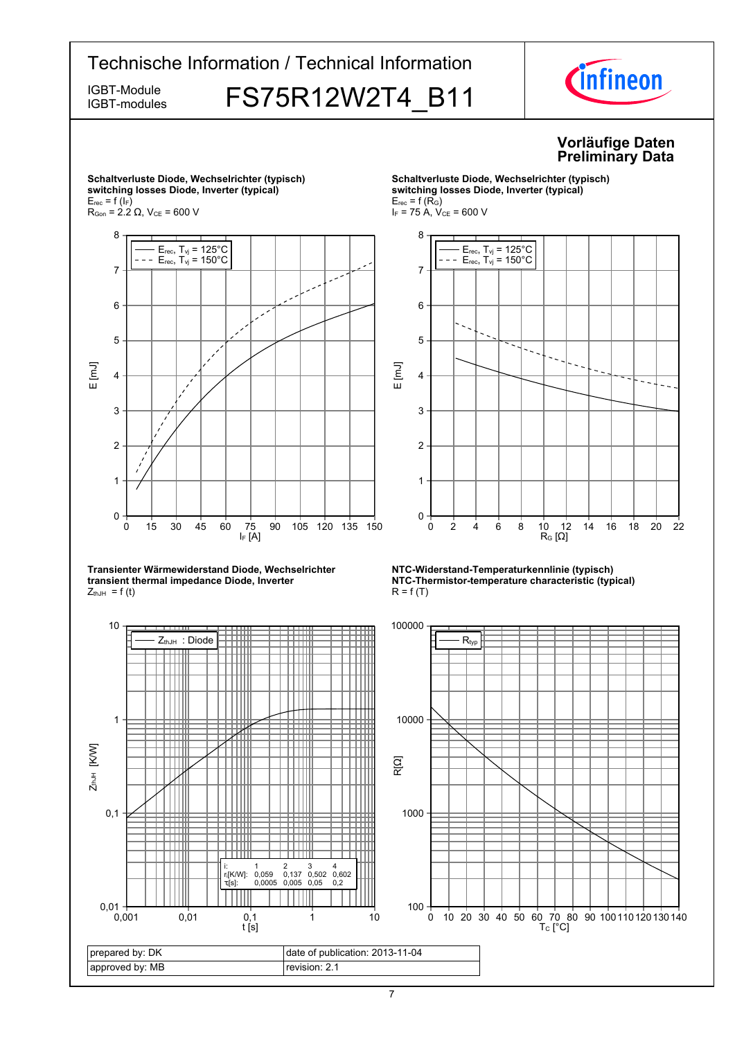**Vorläufige Daten**
**Preliminary Data**

**Schaltverluste Diode, Wechselrichter (typisch)**
**switching losses Diode, Inverter (typical)**
$E_{rec} = f(I_F)$
$R_{Gon} = 2.2\ \Omega$, $V_{CE} = 600$ V

**Schaltverluste Diode, Wechselrichter (typisch)**
**switching losses Diode, Inverter (typical)**
$E_{rec} = f(R_G)$
$I_F = 75$ A, $V_{CE} = 600$ V

**Transienter Wärmewiderstand Diode, Wechselrichter**
**transient thermal impedance Diode, Inverter**
$Z_{thJH} = f(t)$

| i: | 1 | 2 | 3 | 4 |
|---|---|---|---|---|
| $r_i$[K/W]: | 0,059 | 0,137 | 0,502 | 0,602 |
| $\tau_i$[s]: | 0,0005 | 0,005 | 0,05 | 0,2 |

**NTC-Widerstand-Temperaturkennlinie (typisch)**
**NTC-Thermistor-temperature characteristic (typical)**
$R = f(T)$

| prepared by: DK | date of publication: 2013-11-04 |
|---|---|
| approved by: MB | revision: 2.1 |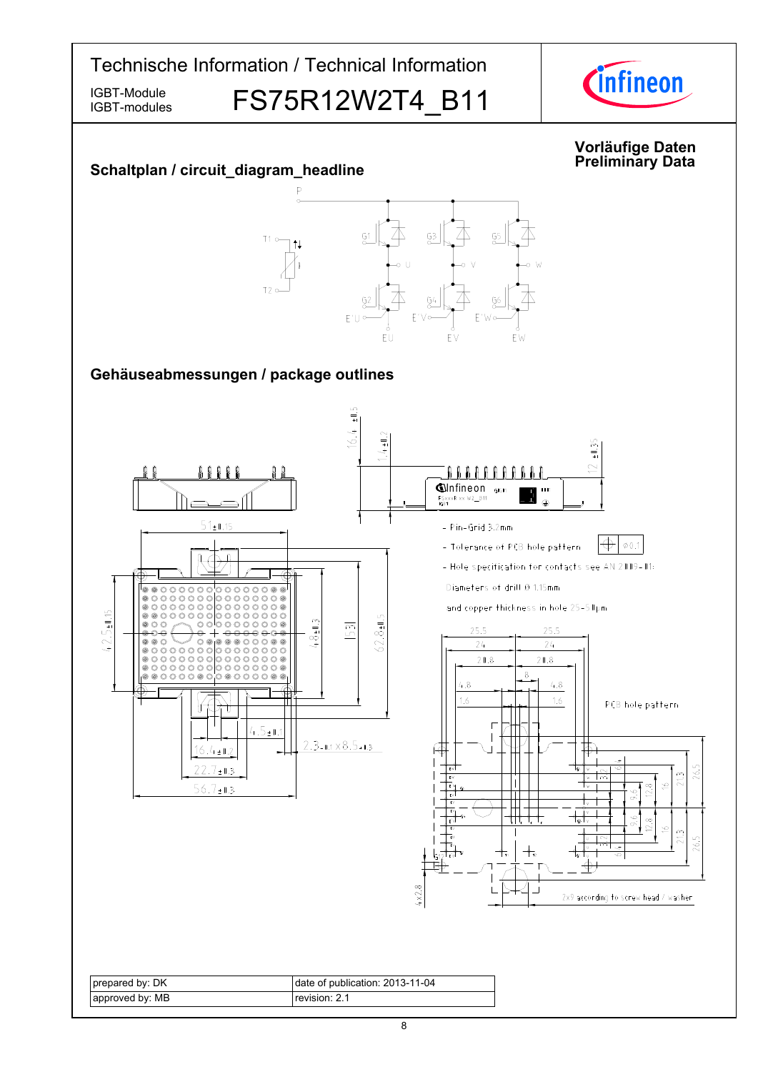# Technische Information / Technical Information

IGBT-Module
IGBT-modules

# FS75R12W2T4_B11

**Vorläufige Daten**
**Preliminary Data**

## Schaltplan / circuit_diagram_headline

## Gehäuseabmessungen / package outlines

- Pin-Grid 3.2mm
- Tolerance of PCB hole pattern ⌖ Ø0.1
- Hole specification for contacts see AN 2009-01:

Diameters of drill Ø 1.15mm

and copper thickness in hole 25-50µm

PCB hole pattern

2x Ø according to screw head / washer

| prepared by: DK | date of publication: 2013-11-04 |
|---|---|
| approved by: MB | revision: 2.1 |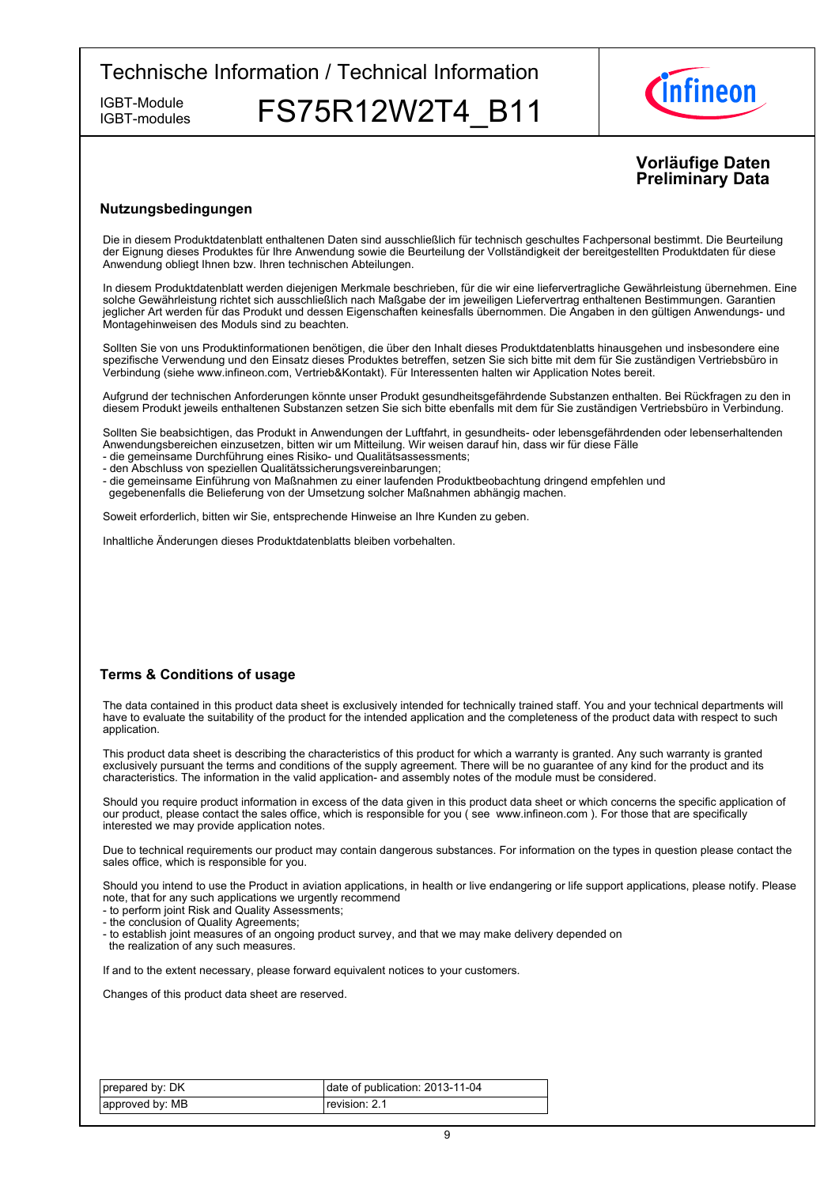Vorläufige Daten
Preliminary Data

## Nutzungsbedingungen

Die in diesem Produktdatenblatt enthaltenen Daten sind ausschließlich für technisch geschultes Fachpersonal bestimmt. Die Beurteilung der Eignung dieses Produktes für Ihre Anwendung sowie die Beurteilung der Vollständigkeit der bereitgestellten Produktdaten für diese Anwendung obliegt Ihnen bzw. Ihren technischen Abteilungen.

In diesem Produktdatenblatt werden diejenigen Merkmale beschrieben, für die wir eine liefervertragliche Gewährleistung übernehmen. Eine solche Gewährleistung richtet sich ausschließlich nach Maßgabe der im jeweiligen Liefervertrag enthaltenen Bestimmungen. Garantien jeglicher Art werden für das Produkt und dessen Eigenschaften keinesfalls übernommen. Die Angaben in den gültigen Anwendungs- und Montagehinweisen des Moduls sind zu beachten.

Sollten Sie von uns Produktinformationen benötigen, die über den Inhalt dieses Produktdatenblatts hinausgehen und insbesondere eine spezifische Verwendung und den Einsatz dieses Produktes betreffen, setzen Sie sich bitte mit dem für Sie zuständigen Vertriebsbüro in Verbindung (siehe www.infineon.com, Vertrieb&Kontakt). Für Interessenten halten wir Application Notes bereit.

Aufgrund der technischen Anforderungen könnte unser Produkt gesundheitsgefährdende Substanzen enthalten. Bei Rückfragen zu den in diesem Produkt jeweils enthaltenen Substanzen setzen Sie sich bitte ebenfalls mit dem für Sie zuständigen Vertriebsbüro in Verbindung.

Sollten Sie beabsichtigen, das Produkt in Anwendungen der Luftfahrt, in gesundheits- oder lebensgefährdenden oder lebenserhaltenden Anwendungsbereichen einzusetzen, bitten wir um Mitteilung. Wir weisen darauf hin, dass wir für diese Fälle
- die gemeinsame Durchführung eines Risiko- und Qualitätsassessments;
- den Abschluss von speziellen Qualitätssicherungsvereinbarungen;
- die gemeinsame Einführung von Maßnahmen zu einer laufenden Produktbeobachtung dringend empfehlen und gegebenenfalls die Belieferung von der Umsetzung solcher Maßnahmen abhängig machen.

Soweit erforderlich, bitten wir Sie, entsprechende Hinweise an Ihre Kunden zu geben.

Inhaltliche Änderungen dieses Produktdatenblatts bleiben vorbehalten.

## Terms & Conditions of usage

The data contained in this product data sheet is exclusively intended for technically trained staff. You and your technical departments will have to evaluate the suitability of the product for the intended application and the completeness of the product data with respect to such application.

This product data sheet is describing the characteristics of this product for which a warranty is granted. Any such warranty is granted exclusively pursuant the terms and conditions of the supply agreement. There will be no guarantee of any kind for the product and its characteristics. The information in the valid application- and assembly notes of the module must be considered.

Should you require product information in excess of the data given in this product data sheet or which concerns the specific application of our product, please contact the sales office, which is responsible for you ( see www.infineon.com ). For those that are specifically interested we may provide application notes.

Due to technical requirements our product may contain dangerous substances. For information on the types in question please contact the sales office, which is responsible for you.

Should you intend to use the Product in aviation applications, in health or live endangering or life support applications, please notify. Please note, that for any such applications we urgently recommend
- to perform joint Risk and Quality Assessments;
- the conclusion of Quality Agreements;
- to establish joint measures of an ongoing product survey, and that we may make delivery depended on the realization of any such measures.

If and to the extent necessary, please forward equivalent notices to your customers.

Changes of this product data sheet are reserved.

| | |
|---|---|
| prepared by: DK | date of publication: 2013-11-04 |
| approved by: MB | revision: 2.1 |